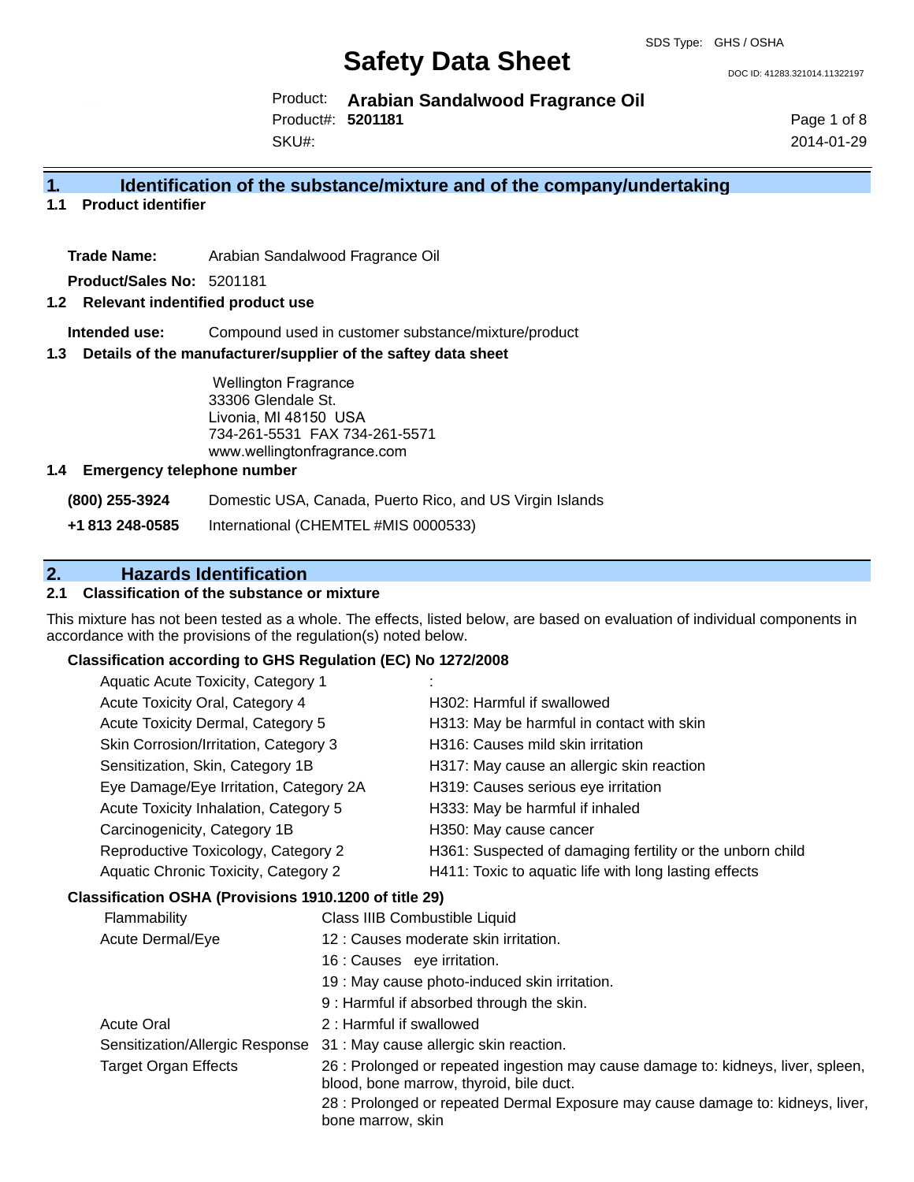SDS Type: GHS / OSHA

# Safety Data Sheet

DOC ID: 41283.321014.11322197

Product: **Arabian Sandalwood Fragrance Oil**
Product#: **5201181**
SKU#:

2014-01-29

## 1. Identification of the substance/mixture and of the company/undertaking

### 1.1 Product identifier

**Trade Name:** Arabian Sandalwood Fragrance Oil

**Product/Sales No:** 5201181

### 1.2 Relevant indentified product use

**Intended use:** Compound used in customer substance/mixture/product

### 1.3 Details of the manufacturer/supplier of the saftey data sheet

Wellington Fragrance
33306 Glendale St.
Livonia, MI 48150 USA
734-261-5531 FAX 734-261-5571
www.wellingtonfragrance.com

### 1.4 Emergency telephone number

| | |
|---|---|
| **(800) 255-3924** | Domestic USA, Canada, Puerto Rico, and US Virgin Islands |
| **+1 813 248-0585** | International (CHEMTEL #MIS 0000533) |

## 2. Hazards Identification

### 2.1 Classification of the substance or mixture

This mixture has not been tested as a whole. The effects, listed below, are based on evaluation of individual components in accordance with the provisions of the regulation(s) noted below.

**Classification according to GHS Regulation (EC) No 1272/2008**

| | |
|---|---|
| Aquatic Acute Toxicity, Category 1 | : |
| Acute Toxicity Oral, Category 4 | H302: Harmful if swallowed |
| Acute Toxicity Dermal, Category 5 | H313: May be harmful in contact with skin |
| Skin Corrosion/Irritation, Category 3 | H316: Causes mild skin irritation |
| Sensitization, Skin, Category 1B | H317: May cause an allergic skin reaction |
| Eye Damage/Eye Irritation, Category 2A | H319: Causes serious eye irritation |
| Acute Toxicity Inhalation, Category 5 | H333: May be harmful if inhaled |
| Carcinogenicity, Category 1B | H350: May cause cancer |
| Reproductive Toxicology, Category 2 | H361: Suspected of damaging fertility or the unborn child |
| Aquatic Chronic Toxicity, Category 2 | H411: Toxic to aquatic life with long lasting effects |

**Classification OSHA (Provisions 1910.1200 of title 29)**

| | |
|---|---|
| Flammability | Class IIIB Combustible Liquid |
| Acute Dermal/Eye | 12 : Causes moderate skin irritation. |
| | 16 : Causes eye irritation. |
| | 19 : May cause photo-induced skin irritation. |
| | 9 : Harmful if absorbed through the skin. |
| Acute Oral | 2 : Harmful if swallowed |
| Sensitization/Allergic Response | 31 : May cause allergic skin reaction. |
| Target Organ Effects | 26 : Prolonged or repeated ingestion may cause damage to: kidneys, liver, spleen, blood, bone marrow, thyroid, bile duct. |
| | 28 : Prolonged or repeated Dermal Exposure may cause damage to: kidneys, liver, bone marrow, skin |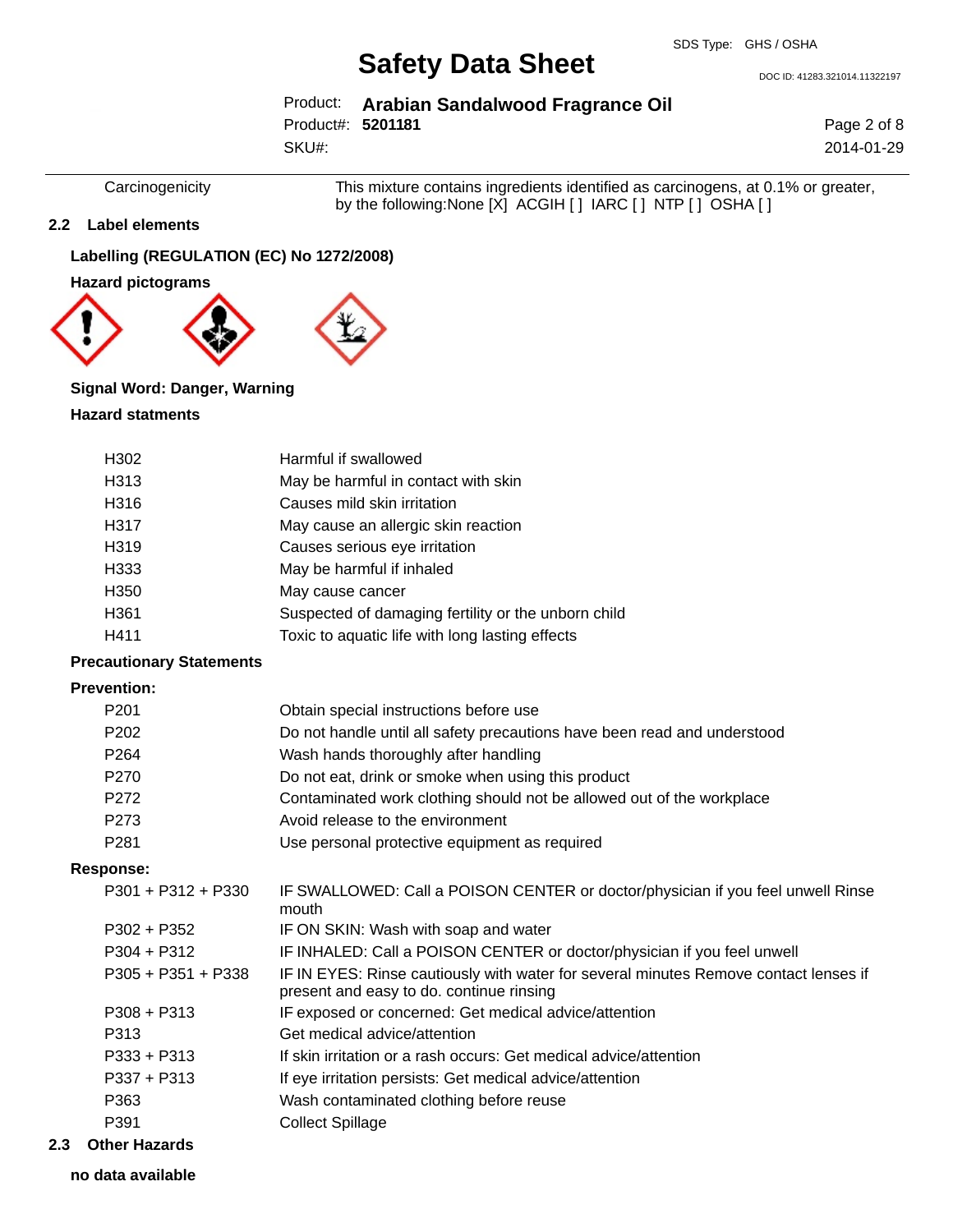| | |
|---|---|
| Carcinogenicity | This mixture contains ingredients identified as carcinogens, at 0.1% or greater, by the following:None [X] ACGIH [ ] IARC [ ] NTP [ ] OSHA [ ] |

## 2.2 Label elements

**Labelling (REGULATION (EC) No 1272/2008)**

**Hazard pictograms**

**Signal Word: Danger, Warning**

**Hazard statments**

| | |
|---|---|
| H302 | Harmful if swallowed |
| H313 | May be harmful in contact with skin |
| H316 | Causes mild skin irritation |
| H317 | May cause an allergic skin reaction |
| H319 | Causes serious eye irritation |
| H333 | May be harmful if inhaled |
| H350 | May cause cancer |
| H361 | Suspected of damaging fertility or the unborn child |
| H411 | Toxic to aquatic life with long lasting effects |

**Precautionary Statements**

**Prevention:**

| | |
|---|---|
| P201 | Obtain special instructions before use |
| P202 | Do not handle until all safety precautions have been read and understood |
| P264 | Wash hands thoroughly after handling |
| P270 | Do not eat, drink or smoke when using this product |
| P272 | Contaminated work clothing should not be allowed out of the workplace |
| P273 | Avoid release to the environment |
| P281 | Use personal protective equipment as required |

**Response:**

| | |
|---|---|
| P301 + P312 + P330 | IF SWALLOWED: Call a POISON CENTER or doctor/physician if you feel unwell Rinse mouth |
| P302 + P352 | IF ON SKIN: Wash with soap and water |
| P304 + P312 | IF INHALED: Call a POISON CENTER or doctor/physician if you feel unwell |
| P305 + P351 + P338 | IF IN EYES: Rinse cautiously with water for several minutes Remove contact lenses if present and easy to do. continue rinsing |
| P308 + P313 | IF exposed or concerned: Get medical advice/attention |
| P313 | Get medical advice/attention |
| P333 + P313 | If skin irritation or a rash occurs: Get medical advice/attention |
| P337 + P313 | If eye irritation persists: Get medical advice/attention |
| P363 | Wash contaminated clothing before reuse |
| P391 | Collect Spillage |

## 2.3 Other Hazards

**no data available**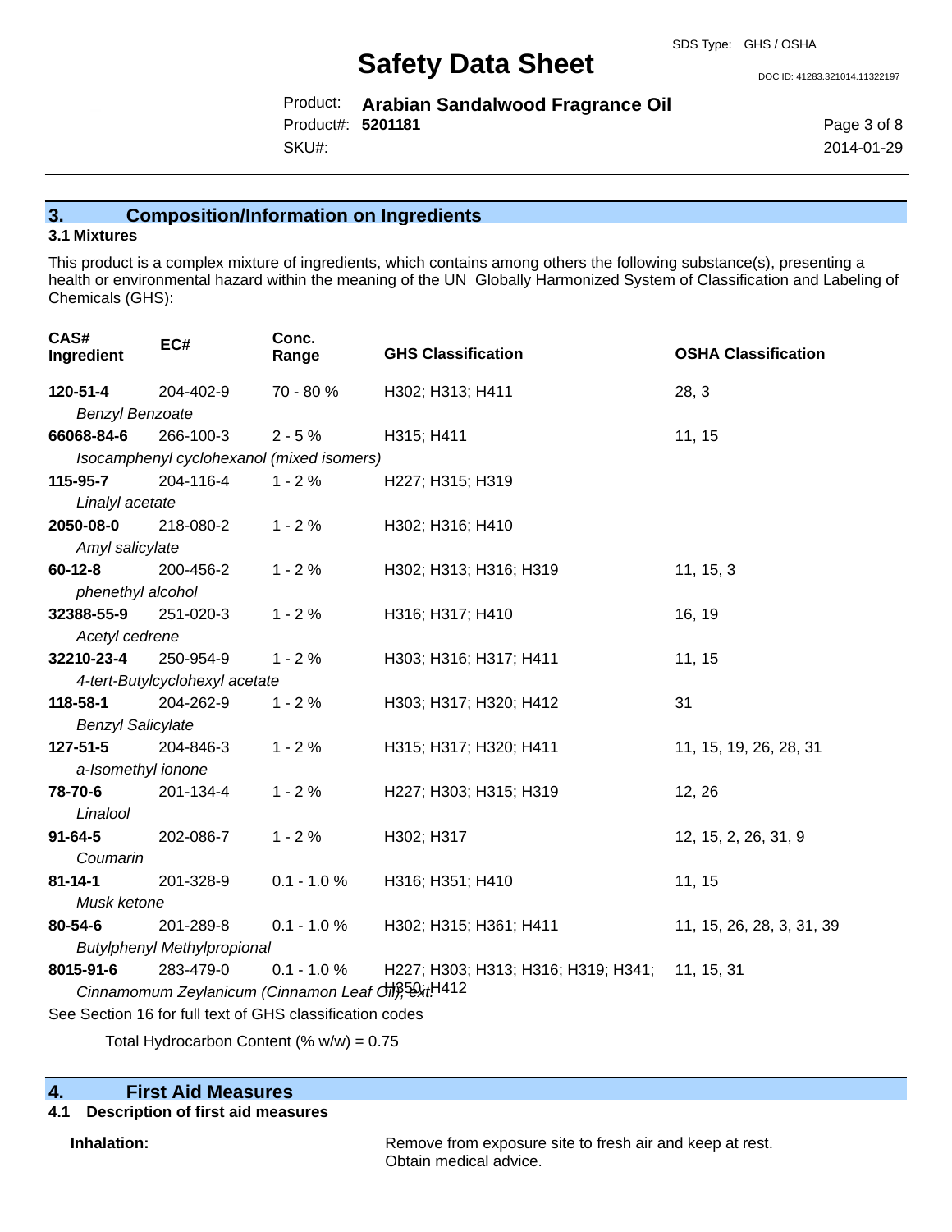## 3. Composition/Information on Ingredients

### 3.1 Mixtures

This product is a complex mixture of ingredients, which contains among others the following substance(s), presenting a health or environmental hazard within the meaning of the UN Globally Harmonized System of Classification and Labeling of Chemicals (GHS):

| CAS# Ingredient | EC# | Conc. Range | GHS Classification | OSHA Classification |
|---|---|---|---|---|
| **120-51-4** *Benzyl Benzoate* | 204-402-9 | 70 - 80 % | H302; H313; H411 | 28, 3 |
| **66068-84-6** *Isocamphenyl cyclohexanol (mixed isomers)* | 266-100-3 | 2 - 5 % | H315; H411 | 11, 15 |
| **115-95-7** *Linalyl acetate* | 204-116-4 | 1 - 2 % | H227; H315; H319 | |
| **2050-08-0** *Amyl salicylate* | 218-080-2 | 1 - 2 % | H302; H316; H410 | |
| **60-12-8** *phenethyl alcohol* | 200-456-2 | 1 - 2 % | H302; H313; H316; H319 | 11, 15, 3 |
| **32388-55-9** *Acetyl cedrene* | 251-020-3 | 1 - 2 % | H316; H317; H410 | 16, 19 |
| **32210-23-4** *4-tert-Butylcyclohexyl acetate* | 250-954-9 | 1 - 2 % | H303; H316; H317; H411 | 11, 15 |
| **118-58-1** *Benzyl Salicylate* | 204-262-9 | 1 - 2 % | H303; H317; H320; H412 | 31 |
| **127-51-5** *a-Isomethyl ionone* | 204-846-3 | 1 - 2 % | H315; H317; H320; H411 | 11, 15, 19, 26, 28, 31 |
| **78-70-6** *Linalool* | 201-134-4 | 1 - 2 % | H227; H303; H315; H319 | 12, 26 |
| **91-64-5** *Coumarin* | 202-086-7 | 1 - 2 % | H302; H317 | 12, 15, 2, 26, 31, 9 |
| **81-14-1** *Musk ketone* | 201-328-9 | 0.1 - 1.0 % | H316; H351; H410 | 11, 15 |
| **80-54-6** *Butylphenyl Methylpropional* | 201-289-8 | 0.1 - 1.0 % | H302; H315; H361; H411 | 11, 15, 26, 28, 3, 31, 39 |
| **8015-91-6** *Cinnamomum Zeylanicum (Cinnamon Leaf Oil), ext.* | 283-479-0 | 0.1 - 1.0 % | H227; H303; H313; H316; H319; H341; H350; H412 | 11, 15, 31 |

See Section 16 for full text of GHS classification codes

Total Hydrocarbon Content (% w/w) = 0.75

## 4. First Aid Measures

### 4.1 Description of first aid measures

**Inhalation:** Remove from exposure site to fresh air and keep at rest. Obtain medical advice.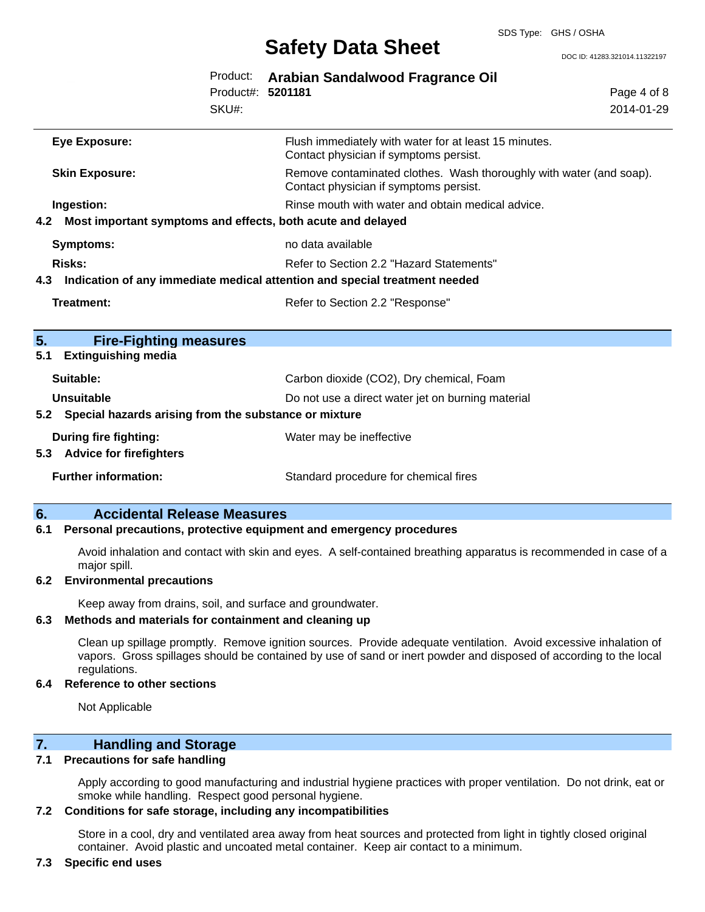| | |
|---|---|
| **Eye Exposure:** | Flush immediately with water for at least 15 minutes. Contact physician if symptoms persist. |
| **Skin Exposure:** | Remove contaminated clothes. Wash thoroughly with water (and soap). Contact physician if symptoms persist. |
| **Ingestion:** | Rinse mouth with water and obtain medical advice. |

### 4.2 Most important symptoms and effects, both acute and delayed

| | |
|---|---|
| **Symptoms:** | no data available |
| **Risks:** | Refer to Section 2.2 "Hazard Statements" |

### 4.3 Indication of any immediate medical attention and special treatment needed

| | |
|---|---|
| **Treatment:** | Refer to Section 2.2 "Response" |

## 5. Fire-Fighting measures

### 5.1 Extinguishing media

| | |
|---|---|
| **Suitable:** | Carbon dioxide ($CO_2$), Dry chemical, Foam |
| **Unsuitable** | Do not use a direct water jet on burning material |

### 5.2 Special hazards arising from the substance or mixture

| | |
|---|---|
| **During fire fighting:** | Water may be ineffective |

### 5.3 Advice for firefighters

| | |
|---|---|
| **Further information:** | Standard procedure for chemical fires |

## 6. Accidental Release Measures

### 6.1 Personal precautions, protective equipment and emergency procedures

Avoid inhalation and contact with skin and eyes. A self-contained breathing apparatus is recommended in case of a major spill.

### 6.2 Environmental precautions

Keep away from drains, soil, and surface and groundwater.

### 6.3 Methods and materials for containment and cleaning up

Clean up spillage promptly. Remove ignition sources. Provide adequate ventilation. Avoid excessive inhalation of vapors. Gross spillages should be contained by use of sand or inert powder and disposed of according to the local regulations.

### 6.4 Reference to other sections

Not Applicable

## 7. Handling and Storage

### 7.1 Precautions for safe handling

Apply according to good manufacturing and industrial hygiene practices with proper ventilation. Do not drink, eat or smoke while handling. Respect good personal hygiene.

### 7.2 Conditions for safe storage, including any incompatibilities

Store in a cool, dry and ventilated area away from heat sources and protected from light in tightly closed original container. Avoid plastic and uncoated metal container. Keep air contact to a minimum.

### 7.3 Specific end uses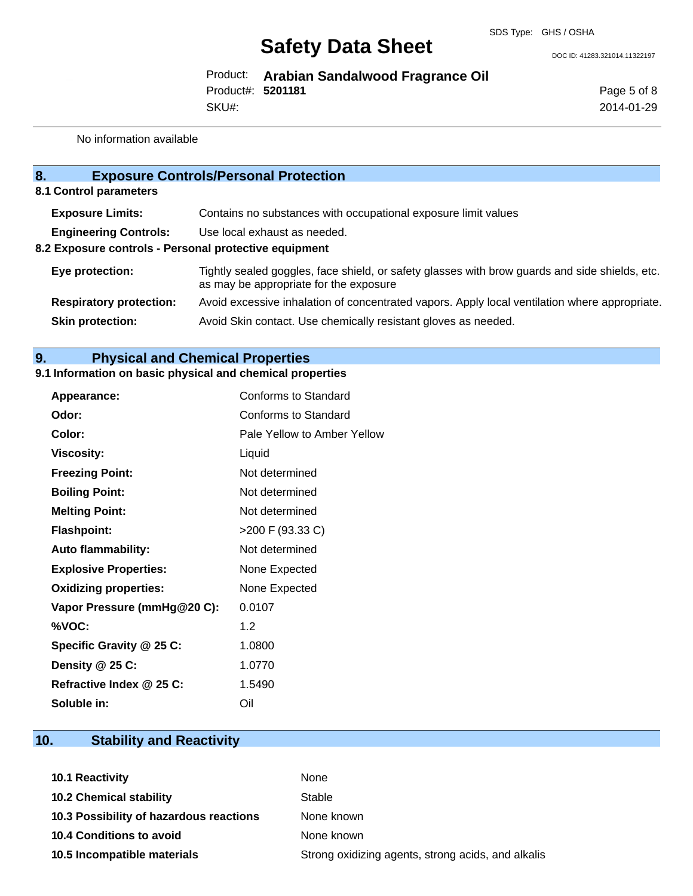No information available

## 8. Exposure Controls/Personal Protection

### 8.1 Control parameters

| | |
|---|---|
| **Exposure Limits:** | Contains no substances with occupational exposure limit values |
| **Engineering Controls:** | Use local exhaust as needed. |

### 8.2 Exposure controls - Personal protective equipment

| | |
|---|---|
| **Eye protection:** | Tightly sealed goggles, face shield, or safety glasses with brow guards and side shields, etc. as may be appropriate for the exposure |
| **Respiratory protection:** | Avoid excessive inhalation of concentrated vapors. Apply local ventilation where appropriate. |
| **Skin protection:** | Avoid Skin contact. Use chemically resistant gloves as needed. |

## 9. Physical and Chemical Properties

### 9.1 Information on basic physical and chemical properties

| | |
|---|---|
| **Appearance:** | Conforms to Standard |
| **Odor:** | Conforms to Standard |
| **Color:** | Pale Yellow to Amber Yellow |
| **Viscosity:** | Liquid |
| **Freezing Point:** | Not determined |
| **Boiling Point:** | Not determined |
| **Melting Point:** | Not determined |
| **Flashpoint:** | >200 F (93.33 C) |
| **Auto flammability:** | Not determined |
| **Explosive Properties:** | None Expected |
| **Oxidizing properties:** | None Expected |
| **Vapor Pressure (mmHg@20 C):** | 0.0107 |
| **%VOC:** | 1.2 |
| **Specific Gravity @ 25 C:** | 1.0800 |
| **Density @ 25 C:** | 1.0770 |
| **Refractive Index @ 25 C:** | 1.5490 |
| **Soluble in:** | Oil |

## 10. Stability and Reactivity

| | |
|---|---|
| **10.1 Reactivity** | None |
| **10.2 Chemical stability** | Stable |
| **10.3 Possibility of hazardous reactions** | None known |
| **10.4 Conditions to avoid** | None known |
| **10.5 Incompatible materials** | Strong oxidizing agents, strong acids, and alkalis |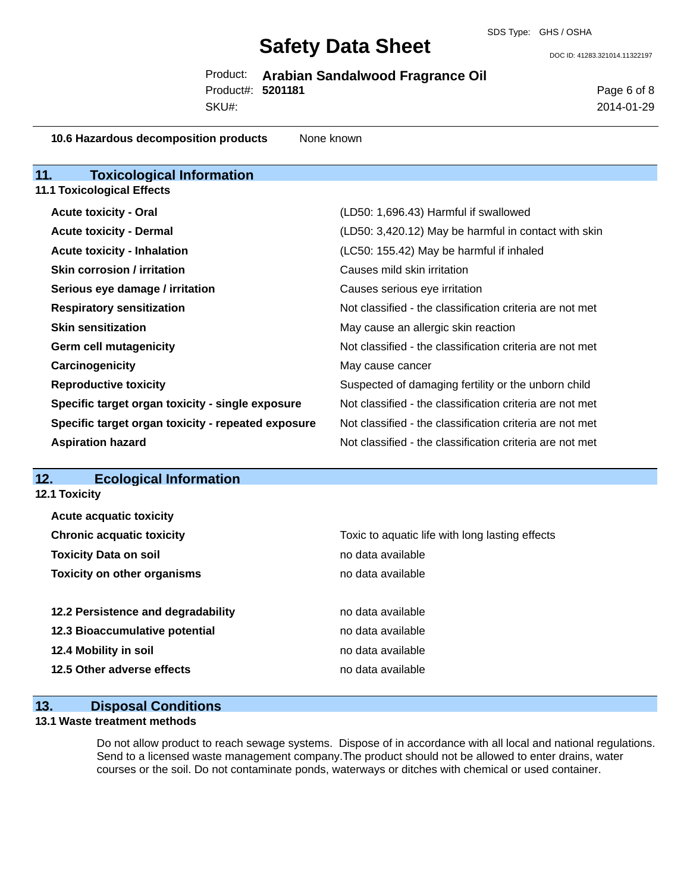| | |
|---|---|
| **10.6 Hazardous decomposition products** | None known |

## 11. Toxicological Information

### 11.1 Toxicological Effects

| | |
|---|---|
| **Acute toxicity - Oral** | (LD50: 1,696.43) Harmful if swallowed |
| **Acute toxicity - Dermal** | (LD50: 3,420.12) May be harmful in contact with skin |
| **Acute toxicity - Inhalation** | (LC50: 155.42) May be harmful if inhaled |
| **Skin corrosion / irritation** | Causes mild skin irritation |
| **Serious eye damage / irritation** | Causes serious eye irritation |
| **Respiratory sensitization** | Not classified - the classification criteria are not met |
| **Skin sensitization** | May cause an allergic skin reaction |
| **Germ cell mutagenicity** | Not classified - the classification criteria are not met |
| **Carcinogenicity** | May cause cancer |
| **Reproductive toxicity** | Suspected of damaging fertility or the unborn child |
| **Specific target organ toxicity - single exposure** | Not classified - the classification criteria are not met |
| **Specific target organ toxicity - repeated exposure** | Not classified - the classification criteria are not met |
| **Aspiration hazard** | Not classified - the classification criteria are not met |

## 12. Ecological Information

### 12.1 Toxicity

| | |
|---|---|
| **Acute acquatic toxicity** | |
| **Chronic acquatic toxicity** | Toxic to aquatic life with long lasting effects |
| **Toxicity Data on soil** | no data available |
| **Toxicity on other organisms** | no data available |

| | |
|---|---|
| **12.2 Persistence and degradability** | no data available |
| **12.3 Bioaccumulative potential** | no data available |
| **12.4 Mobility in soil** | no data available |
| **12.5 Other adverse effects** | no data available |

## 13. Disposal Conditions

### 13.1 Waste treatment methods

Do not allow product to reach sewage systems. Dispose of in accordance with all local and national regulations. Send to a licensed waste management company.The product should not be allowed to enter drains, water courses or the soil. Do not contaminate ponds, waterways or ditches with chemical or used container.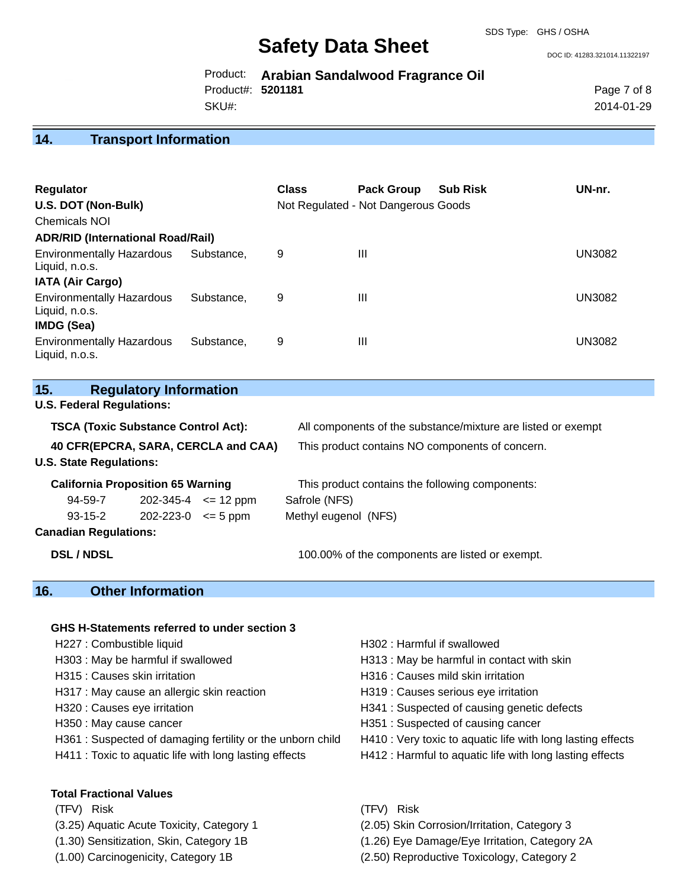## 14. Transport Information

| Regulator | Class | Pack Group | Sub Risk | UN-nr. |
|---|---|---|---|---|
| **U.S. DOT (Non-Bulk)** | Not Regulated - Not Dangerous Goods | | | |
| Chemicals NOI | | | | |
| **ADR/RID (International Road/Rail)** | | | | |
| Environmentally Hazardous Substance, Liquid, n.o.s. | 9 | III | | UN3082 |
| **IATA (Air Cargo)** | | | | |
| Environmentally Hazardous Substance, Liquid, n.o.s. | 9 | III | | UN3082 |
| **IMDG (Sea)** | | | | |
| Environmentally Hazardous Substance, Liquid, n.o.s. | 9 | III | | UN3082 |

## 15. Regulatory Information

**U.S. Federal Regulations:**

**TSCA (Toxic Substance Control Act):** All components of the substance/mixture are listed or exempt

**40 CFR(EPCRA, SARA, CERCLA and CAA)** This product contains NO components of concern.

**U.S. State Regulations:**

**California Proposition 65 Warning** This product contains the following components:

| | | | |
|---|---|---|---|
| 94-59-7 | 202-345-4 | <= 12 ppm | Safrole (NFS) |
| 93-15-2 | 202-223-0 | <= 5 ppm | Methyl eugenol (NFS) |

**Canadian Regulations:**

**DSL / NDSL** 100.00% of the components are listed or exempt.

## 16. Other Information

**GHS H-Statements referred to under section 3**

- H227 : Combustible liquid
- H302 : Harmful if swallowed
- H303 : May be harmful if swallowed
- H313 : May be harmful in contact with skin
- H315 : Causes skin irritation
- H316 : Causes mild skin irritation
- H317 : May cause an allergic skin reaction
- H319 : Causes serious eye irritation
- H320 : Causes eye irritation
- H341 : Suspected of causing genetic defects
- H350 : May cause cancer
- H351 : Suspected of causing cancer
- H361 : Suspected of damaging fertility or the unborn child
- H410 : Very toxic to aquatic life with long lasting effects
- H411 : Toxic to aquatic life with long lasting effects
- H412 : Harmful to aquatic life with long lasting effects

**Total Fractional Values**

| (TFV) | Risk | (TFV) | Risk |
|---|---|---|---|
| (3.25) | Aquatic Acute Toxicity, Category 1 | (2.05) | Skin Corrosion/Irritation, Category 3 |
| (1.30) | Sensitization, Skin, Category 1B | (1.26) | Eye Damage/Eye Irritation, Category 2A |
| (1.00) | Carcinogenicity, Category 1B | (2.50) | Reproductive Toxicology, Category 2 |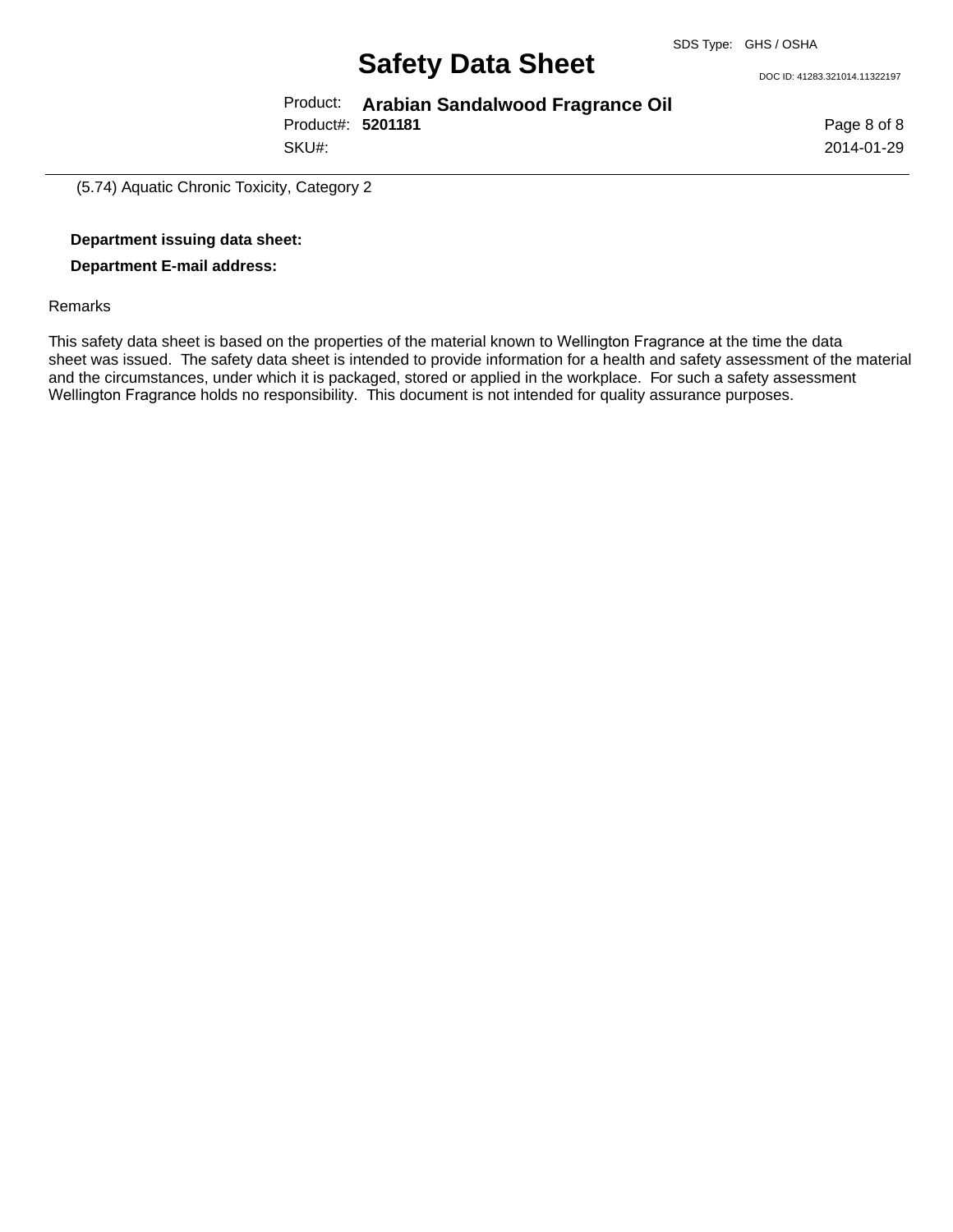(5.74) Aquatic Chronic Toxicity, Category 2

**Department issuing data sheet:**

**Department E-mail address:**

Remarks

This safety data sheet is based on the properties of the material known to Wellington Fragrance at the time the data sheet was issued. The safety data sheet is intended to provide information for a health and safety assessment of the material and the circumstances, under which it is packaged, stored or applied in the workplace. For such a safety assessment Wellington Fragrance holds no responsibility. This document is not intended for quality assurance purposes.